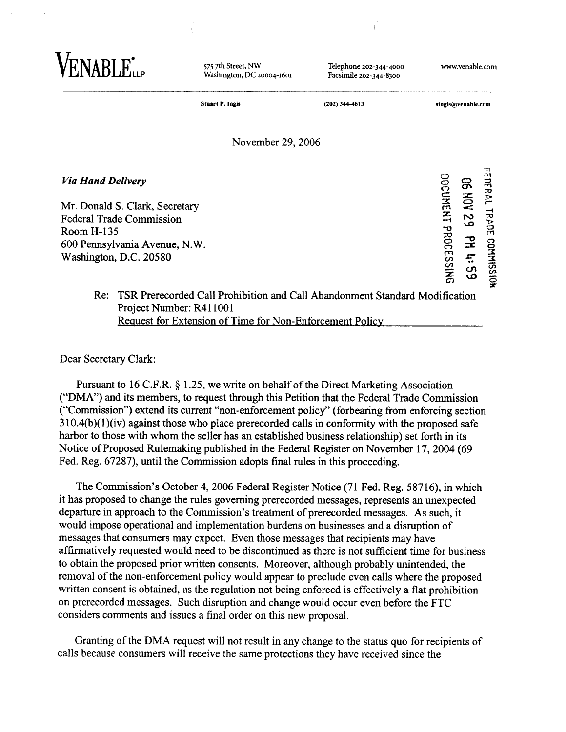**VENABLE LLP**

575 7th Street, NW
Washington, DC 20004-1601

Telephone 202-344-4000
Facsimile 202-344-8300

www.venable.com

Stuart P. Ingis | (202) 344-4613 | singis@venable.com

November 29, 2006

FEDERAL TRADE COMMISSION
06 NOV 29 PM 4:59
DOCUMENT PROCESSING

*Via Hand Delivery*

Mr. Donald S. Clark, Secretary
Federal Trade Commission
Room H-135
600 Pennsylvania Avenue, N.W.
Washington, D.C. 20580

Re: TSR Prerecorded Call Prohibition and Call Abandonment Standard Modification
Project Number: R411001
Request for Extension of Time for Non-Enforcement Policy

Dear Secretary Clark:

Pursuant to 16 C.F.R. § 1.25, we write on behalf of the Direct Marketing Association ("DMA") and its members, to request through this Petition that the Federal Trade Commission ("Commission") extend its current "non-enforcement policy" (forbearing from enforcing section 310.4(b)(1)(iv) against those who place prerecorded calls in conformity with the proposed safe harbor to those with whom the seller has an established business relationship) set forth in its Notice of Proposed Rulemaking published in the Federal Register on November 17, 2004 (69 Fed. Reg. 67287), until the Commission adopts final rules in this proceeding.

The Commission's October 4, 2006 Federal Register Notice (71 Fed. Reg. 58716), in which it has proposed to change the rules governing prerecorded messages, represents an unexpected departure in approach to the Commission's treatment of prerecorded messages. As such, it would impose operational and implementation burdens on businesses and a disruption of messages that consumers may expect. Even those messages that recipients may have affirmatively requested would need to be discontinued as there is not sufficient time for business to obtain the proposed prior written consents. Moreover, although probably unintended, the removal of the non-enforcement policy would appear to preclude even calls where the proposed written consent is obtained, as the regulation not being enforced is effectively a flat prohibition on prerecorded messages. Such disruption and change would occur even before the FTC considers comments and issues a final order on this new proposal.

Granting of the DMA request will not result in any change to the status quo for recipients of calls because consumers will receive the same protections they have received since the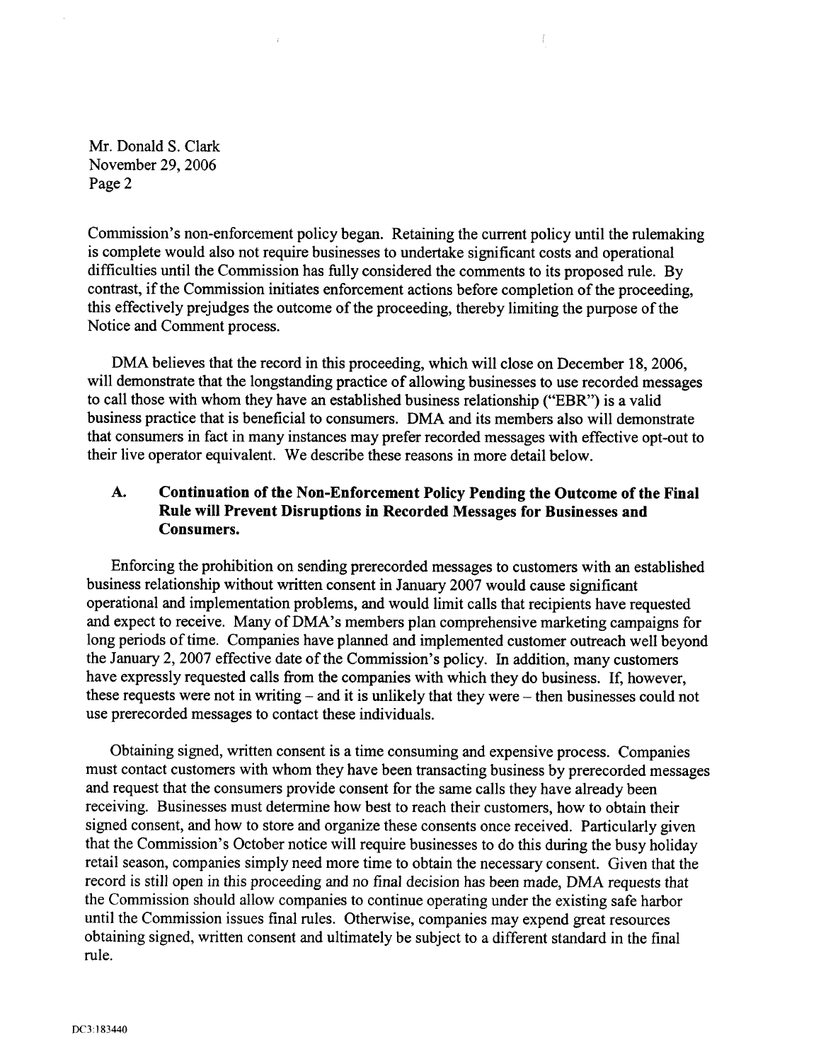Commission's non-enforcement policy began. Retaining the current policy until the rulemaking is complete would also not require businesses to undertake significant costs and operational difficulties until the Commission has fully considered the comments to its proposed rule. By contrast, if the Commission initiates enforcement actions before completion of the proceeding, this effectively prejudges the outcome of the proceeding, thereby limiting the purpose of the Notice and Comment process.

DMA believes that the record in this proceeding, which will close on December 18, 2006, will demonstrate that the longstanding practice of allowing businesses to use recorded messages to call those with whom they have an established business relationship ("EBR") is a valid business practice that is beneficial to consumers. DMA and its members also will demonstrate that consumers in fact in many instances may prefer recorded messages with effective opt-out to their live operator equivalent. We describe these reasons in more detail below.

### A. Continuation of the Non-Enforcement Policy Pending the Outcome of the Final Rule will Prevent Disruptions in Recorded Messages for Businesses and Consumers.

Enforcing the prohibition on sending prerecorded messages to customers with an established business relationship without written consent in January 2007 would cause significant operational and implementation problems, and would limit calls that recipients have requested and expect to receive. Many of DMA's members plan comprehensive marketing campaigns for long periods of time. Companies have planned and implemented customer outreach well beyond the January 2, 2007 effective date of the Commission's policy. In addition, many customers have expressly requested calls from the companies with which they do business. If, however, these requests were not in writing – and it is unlikely that they were – then businesses could not use prerecorded messages to contact these individuals.

Obtaining signed, written consent is a time consuming and expensive process. Companies must contact customers with whom they have been transacting business by prerecorded messages and request that the consumers provide consent for the same calls they have already been receiving. Businesses must determine how best to reach their customers, how to obtain their signed consent, and how to store and organize these consents once received. Particularly given that the Commission's October notice will require businesses to do this during the busy holiday retail season, companies simply need more time to obtain the necessary consent. Given that the record is still open in this proceeding and no final decision has been made, DMA requests that the Commission should allow companies to continue operating under the existing safe harbor until the Commission issues final rules. Otherwise, companies may expend great resources obtaining signed, written consent and ultimately be subject to a different standard in the final rule.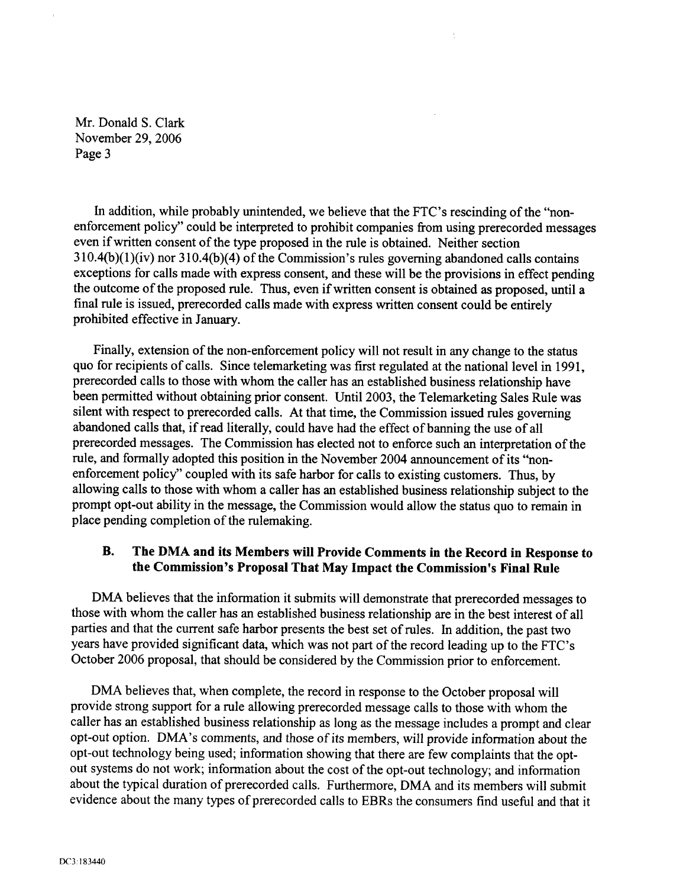Mr. Donald S. Clark
November 29, 2006
Page 3

In addition, while probably unintended, we believe that the FTC's rescinding of the "non-enforcement policy" could be interpreted to prohibit companies from using prerecorded messages even if written consent of the type proposed in the rule is obtained. Neither section 310.4(b)(1)(iv) nor 310.4(b)(4) of the Commission's rules governing abandoned calls contains exceptions for calls made with express consent, and these will be the provisions in effect pending the outcome of the proposed rule. Thus, even if written consent is obtained as proposed, until a final rule is issued, prerecorded calls made with express written consent could be entirely prohibited effective in January.

Finally, extension of the non-enforcement policy will not result in any change to the status quo for recipients of calls. Since telemarketing was first regulated at the national level in 1991, prerecorded calls to those with whom the caller has an established business relationship have been permitted without obtaining prior consent. Until 2003, the Telemarketing Sales Rule was silent with respect to prerecorded calls. At that time, the Commission issued rules governing abandoned calls that, if read literally, could have had the effect of banning the use of all prerecorded messages. The Commission has elected not to enforce such an interpretation of the rule, and formally adopted this position in the November 2004 announcement of its "non-enforcement policy" coupled with its safe harbor for calls to existing customers. Thus, by allowing calls to those with whom a caller has an established business relationship subject to the prompt opt-out ability in the message, the Commission would allow the status quo to remain in place pending completion of the rulemaking.

### B. The DMA and its Members will Provide Comments in the Record in Response to the Commission's Proposal That May Impact the Commission's Final Rule

DMA believes that the information it submits will demonstrate that prerecorded messages to those with whom the caller has an established business relationship are in the best interest of all parties and that the current safe harbor presents the best set of rules. In addition, the past two years have provided significant data, which was not part of the record leading up to the FTC's October 2006 proposal, that should be considered by the Commission prior to enforcement.

DMA believes that, when complete, the record in response to the October proposal will provide strong support for a rule allowing prerecorded message calls to those with whom the caller has an established business relationship as long as the message includes a prompt and clear opt-out option. DMA's comments, and those of its members, will provide information about the opt-out technology being used; information showing that there are few complaints that the opt-out systems do not work; information about the cost of the opt-out technology; and information about the typical duration of prerecorded calls. Furthermore, DMA and its members will submit evidence about the many types of prerecorded calls to EBRs the consumers find useful and that it

DC3:183440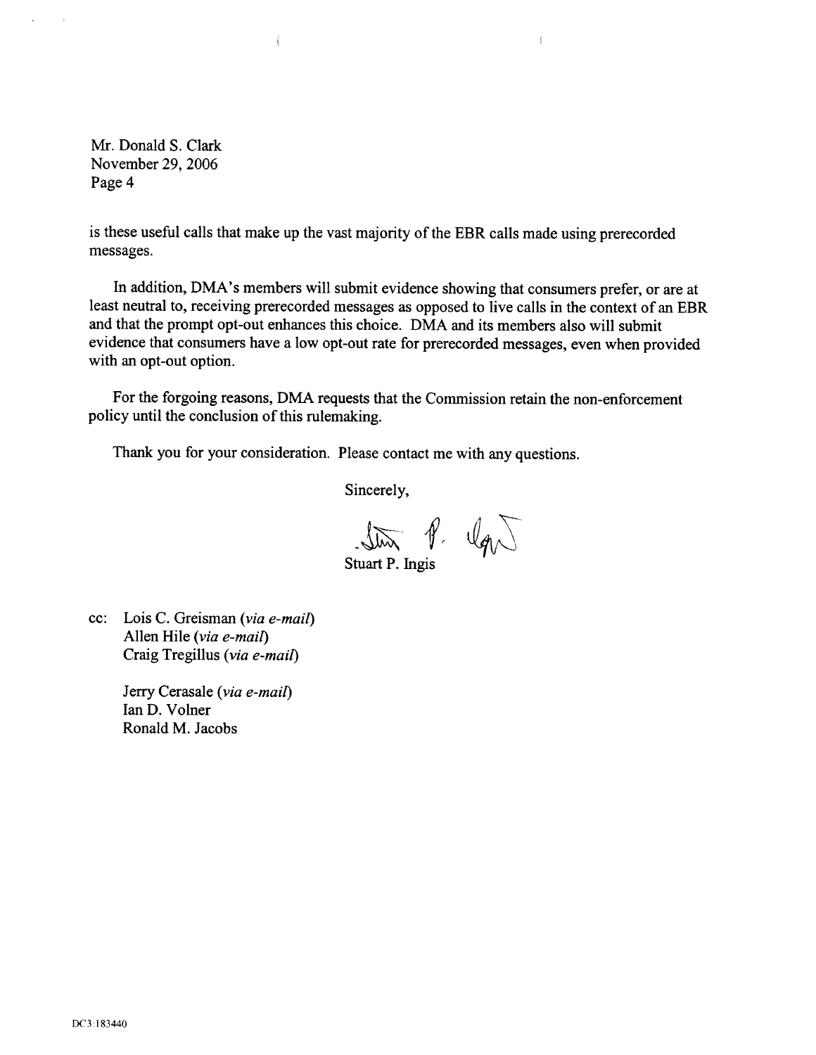Mr. Donald S. Clark
November 29, 2006
Page 4

is these useful calls that make up the vast majority of the EBR calls made using prerecorded messages.

In addition, DMA's members will submit evidence showing that consumers prefer, or are at least neutral to, receiving prerecorded messages as opposed to live calls in the context of an EBR and that the prompt opt-out enhances this choice. DMA and its members also will submit evidence that consumers have a low opt-out rate for prerecorded messages, even when provided with an opt-out option.

For the forgoing reasons, DMA requests that the Commission retain the non-enforcement policy until the conclusion of this rulemaking.

Thank you for your consideration. Please contact me with any questions.

Sincerely,

Stuart P. Ingis

cc: Lois C. Greisman (*via e-mail*)
Allen Hile (*via e-mail*)
Craig Tregillus (*via e-mail*)

Jerry Cerasale (*via e-mail*)
Ian D. Volner
Ronald M. Jacobs

DC3:183440